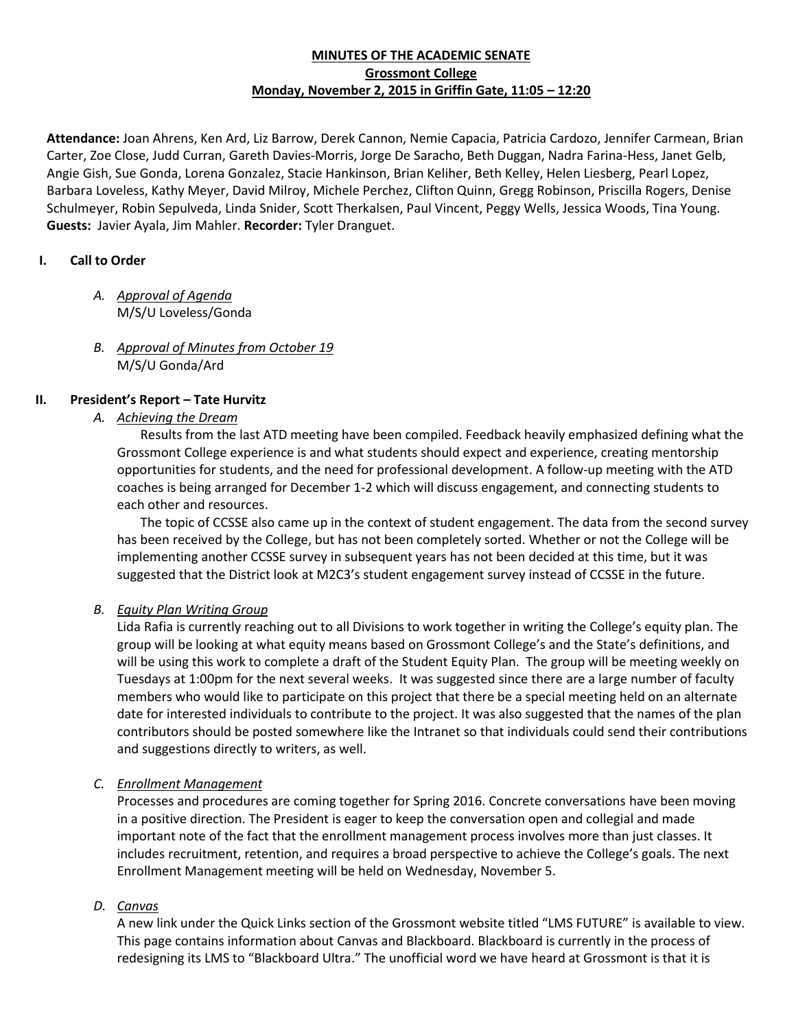**MINUTES OF THE ACADEMIC SENATE**
**Grossmont College**
**Monday, November 2, 2015 in Griffin Gate, 11:05 – 12:20**

**Attendance:** Joan Ahrens, Ken Ard, Liz Barrow, Derek Cannon, Nemie Capacia, Patricia Cardozo, Jennifer Carmean, Brian Carter, Zoe Close, Judd Curran, Gareth Davies-Morris, Jorge De Saracho, Beth Duggan, Nadra Farina-Hess, Janet Gelb, Angie Gish, Sue Gonda, Lorena Gonzalez, Stacie Hankinson, Brian Keliher, Beth Kelley, Helen Liesberg, Pearl Lopez, Barbara Loveless, Kathy Meyer, David Milroy, Michele Perchez, Clifton Quinn, Gregg Robinson, Priscilla Rogers, Denise Schulmeyer, Robin Sepulveda, Linda Snider, Scott Therkalsen, Paul Vincent, Peggy Wells, Jessica Woods, Tina Young. **Guests:** Javier Ayala, Jim Mahler. **Recorder:** Tyler Dranguet.

## I. Call to Order

A. *Approval of Agenda*
M/S/U Loveless/Gonda

B. *Approval of Minutes from October 19*
M/S/U Gonda/Ard

## II. President's Report – Tate Hurvitz

A. *Achieving the Dream*

Results from the last ATD meeting have been compiled. Feedback heavily emphasized defining what the Grossmont College experience is and what students should expect and experience, creating mentorship opportunities for students, and the need for professional development. A follow-up meeting with the ATD coaches is being arranged for December 1-2 which will discuss engagement, and connecting students to each other and resources.

The topic of CCSSE also came up in the context of student engagement. The data from the second survey has been received by the College, but has not been completely sorted. Whether or not the College will be implementing another CCSSE survey in subsequent years has not been decided at this time, but it was suggested that the District look at M2C3's student engagement survey instead of CCSSE in the future.

B. *Equity Plan Writing Group*

Lida Rafia is currently reaching out to all Divisions to work together in writing the College's equity plan. The group will be looking at what equity means based on Grossmont College's and the State's definitions, and will be using this work to complete a draft of the Student Equity Plan. The group will be meeting weekly on Tuesdays at 1:00pm for the next several weeks. It was suggested since there are a large number of faculty members who would like to participate on this project that there be a special meeting held on an alternate date for interested individuals to contribute to the project. It was also suggested that the names of the plan contributors should be posted somewhere like the Intranet so that individuals could send their contributions and suggestions directly to writers, as well.

C. *Enrollment Management*

Processes and procedures are coming together for Spring 2016. Concrete conversations have been moving in a positive direction. The President is eager to keep the conversation open and collegial and made important note of the fact that the enrollment management process involves more than just classes. It includes recruitment, retention, and requires a broad perspective to achieve the College's goals. The next Enrollment Management meeting will be held on Wednesday, November 5.

D. *Canvas*

A new link under the Quick Links section of the Grossmont website titled "LMS FUTURE" is available to view. This page contains information about Canvas and Blackboard. Blackboard is currently in the process of redesigning its LMS to "Blackboard Ultra." The unofficial word we have heard at Grossmont is that it is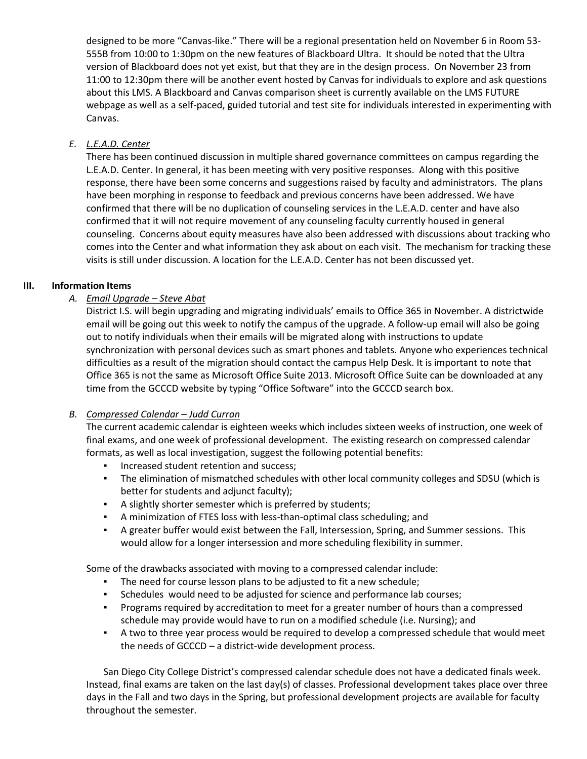designed to be more "Canvas-like." There will be a regional presentation held on November 6 in Room 53-555B from 10:00 to 1:30pm on the new features of Blackboard Ultra. It should be noted that the Ultra version of Blackboard does not yet exist, but that they are in the design process. On November 23 from 11:00 to 12:30pm there will be another event hosted by Canvas for individuals to explore and ask questions about this LMS. A Blackboard and Canvas comparison sheet is currently available on the LMS FUTURE webpage as well as a self-paced, guided tutorial and test site for individuals interested in experimenting with Canvas.

*E. L.E.A.D. Center*

There has been continued discussion in multiple shared governance committees on campus regarding the L.E.A.D. Center. In general, it has been meeting with very positive responses. Along with this positive response, there have been some concerns and suggestions raised by faculty and administrators. The plans have been morphing in response to feedback and previous concerns have been addressed. We have confirmed that there will be no duplication of counseling services in the L.E.A.D. center and have also confirmed that it will not require movement of any counseling faculty currently housed in general counseling. Concerns about equity measures have also been addressed with discussions about tracking who comes into the Center and what information they ask about on each visit. The mechanism for tracking these visits is still under discussion. A location for the L.E.A.D. Center has not been discussed yet.

## III. Information Items

*A. Email Upgrade – Steve Abat*

District I.S. will begin upgrading and migrating individuals' emails to Office 365 in November. A districtwide email will be going out this week to notify the campus of the upgrade. A follow-up email will also be going out to notify individuals when their emails will be migrated along with instructions to update synchronization with personal devices such as smart phones and tablets. Anyone who experiences technical difficulties as a result of the migration should contact the campus Help Desk. It is important to note that Office 365 is not the same as Microsoft Office Suite 2013. Microsoft Office Suite can be downloaded at any time from the GCCCD website by typing "Office Software" into the GCCCD search box.

*B. Compressed Calendar – Judd Curran*

The current academic calendar is eighteen weeks which includes sixteen weeks of instruction, one week of final exams, and one week of professional development. The existing research on compressed calendar formats, as well as local investigation, suggest the following potential benefits:

- Increased student retention and success;
- The elimination of mismatched schedules with other local community colleges and SDSU (which is better for students and adjunct faculty);
- A slightly shorter semester which is preferred by students;
- A minimization of FTES loss with less-than-optimal class scheduling; and
- A greater buffer would exist between the Fall, Intersession, Spring, and Summer sessions. This would allow for a longer intersession and more scheduling flexibility in summer.

Some of the drawbacks associated with moving to a compressed calendar include:

- The need for course lesson plans to be adjusted to fit a new schedule;
- Schedules would need to be adjusted for science and performance lab courses;
- Programs required by accreditation to meet for a greater number of hours than a compressed schedule may provide would have to run on a modified schedule (i.e. Nursing); and
- A two to three year process would be required to develop a compressed schedule that would meet the needs of GCCCD – a district-wide development process.

San Diego City College District's compressed calendar schedule does not have a dedicated finals week. Instead, final exams are taken on the last day(s) of classes. Professional development takes place over three days in the Fall and two days in the Spring, but professional development projects are available for faculty throughout the semester.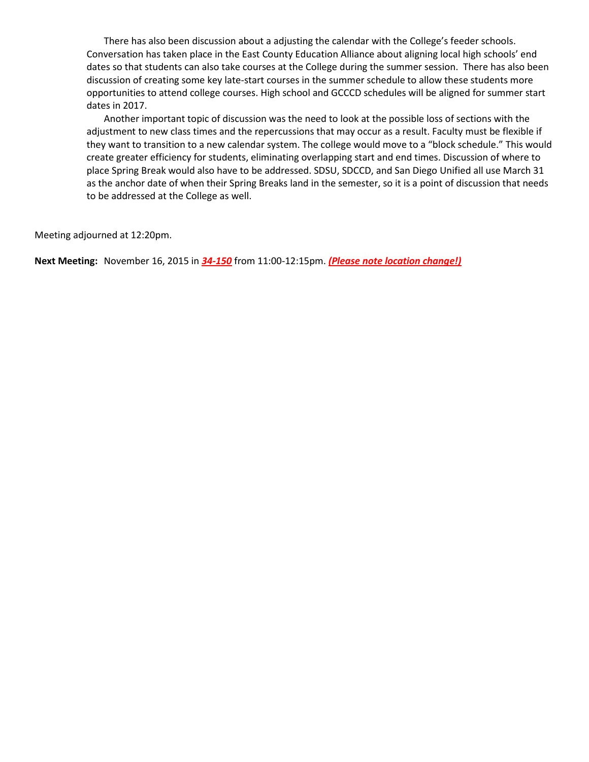There has also been discussion about a adjusting the calendar with the College's feeder schools. Conversation has taken place in the East County Education Alliance about aligning local high schools' end dates so that students can also take courses at the College during the summer session. There has also been discussion of creating some key late-start courses in the summer schedule to allow these students more opportunities to attend college courses. High school and GCCCD schedules will be aligned for summer start dates in 2017.

Another important topic of discussion was the need to look at the possible loss of sections with the adjustment to new class times and the repercussions that may occur as a result. Faculty must be flexible if they want to transition to a new calendar system. The college would move to a "block schedule." This would create greater efficiency for students, eliminating overlapping start and end times. Discussion of where to place Spring Break would also have to be addressed. SDSU, SDCCD, and San Diego Unified all use March 31 as the anchor date of when their Spring Breaks land in the semester, so it is a point of discussion that needs to be addressed at the College as well.

Meeting adjourned at 12:20pm.

**Next Meeting:** November 16, 2015 in ***34-150*** from 11:00-12:15pm. ***(Please note location change!)***